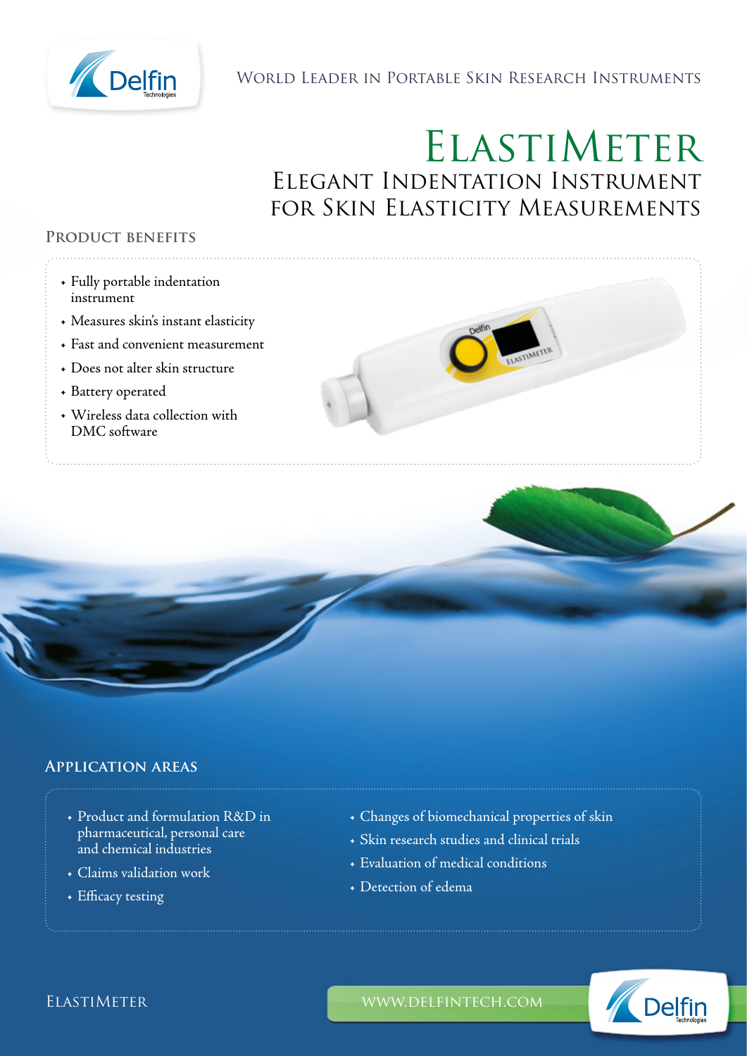World Leader in Portable Skin Research Instruments

# ElastiMeter

## Elegant Indentation Instrument for Skin Elasticity Measurements

### Product benefits

- Fully portable indentation instrument
- Measures skin's instant elasticity
- Fast and convenient measurement
- Does not alter skin structure
- Battery operated
- Wireless data collection with DMC software

### Application areas

- Product and formulation R&D in pharmaceutical, personal care and chemical industries
- Claims validation work
- Efficacy testing
- Changes of biomechanical properties of skin
- Skin research studies and clinical trials
- Evaluation of medical conditions
- Detection of edema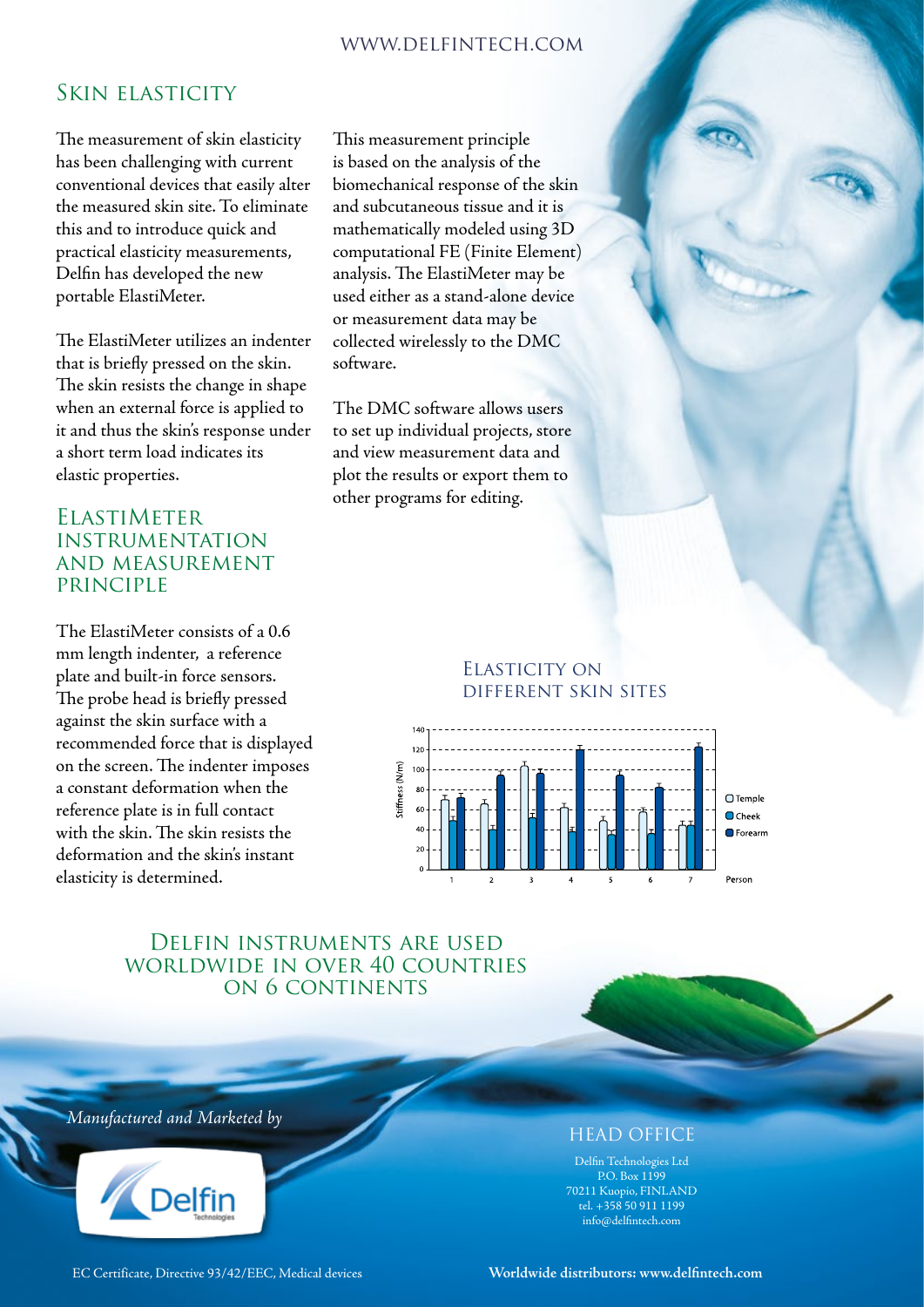## Skin elasticity

The measurement of skin elasticity has been challenging with current conventional devices that easily alter the measured skin site. To eliminate this and to introduce quick and practical elasticity measurements, Delfin has developed the new portable ElastiMeter.

The ElastiMeter utilizes an indenter that is briefly pressed on the skin. The skin resists the change in shape when an external force is applied to it and thus the skin's response under a short term load indicates its elastic properties.

## ElastiMeter instrumentation and measurement principle

The ElastiMeter consists of a 0.6 mm length indenter, a reference plate and built-in force sensors. The probe head is briefly pressed against the skin surface with a recommended force that is displayed on the screen. The indenter imposes a constant deformation when the reference plate is in full contact with the skin. The skin resists the deformation and the skin's instant elasticity is determined.

This measurement principle is based on the analysis of the biomechanical response of the skin and subcutaneous tissue and it is mathematically modeled using 3D computational FE (Finite Element) analysis. The ElastiMeter may be used either as a stand-alone device or measurement data may be collected wirelessly to the DMC software.

The DMC software allows users to set up individual projects, store and view measurement data and plot the results or export them to other programs for editing.

### Elasticity on different skin sites

Stiffness (N/m)
0
20
40
60
80
100
120
140
1 2 3 4 5 6 7
Person
Temple
Cheek
Forearm

## Delfin instruments are used worldwide in over 40 countries on 6 continents

*Manufactured and Marketed by*

Delfin Technologies

### Head office

Delfin Technologies Ltd
P.O. Box 1199
70211 Kuopio, FINLAND
tel. +358 50 911 1199
info@delfintech.com

EC Certificate, Directive 93/42/EEC, Medical devices

**Worldwide distributors: www.delfintech.com**